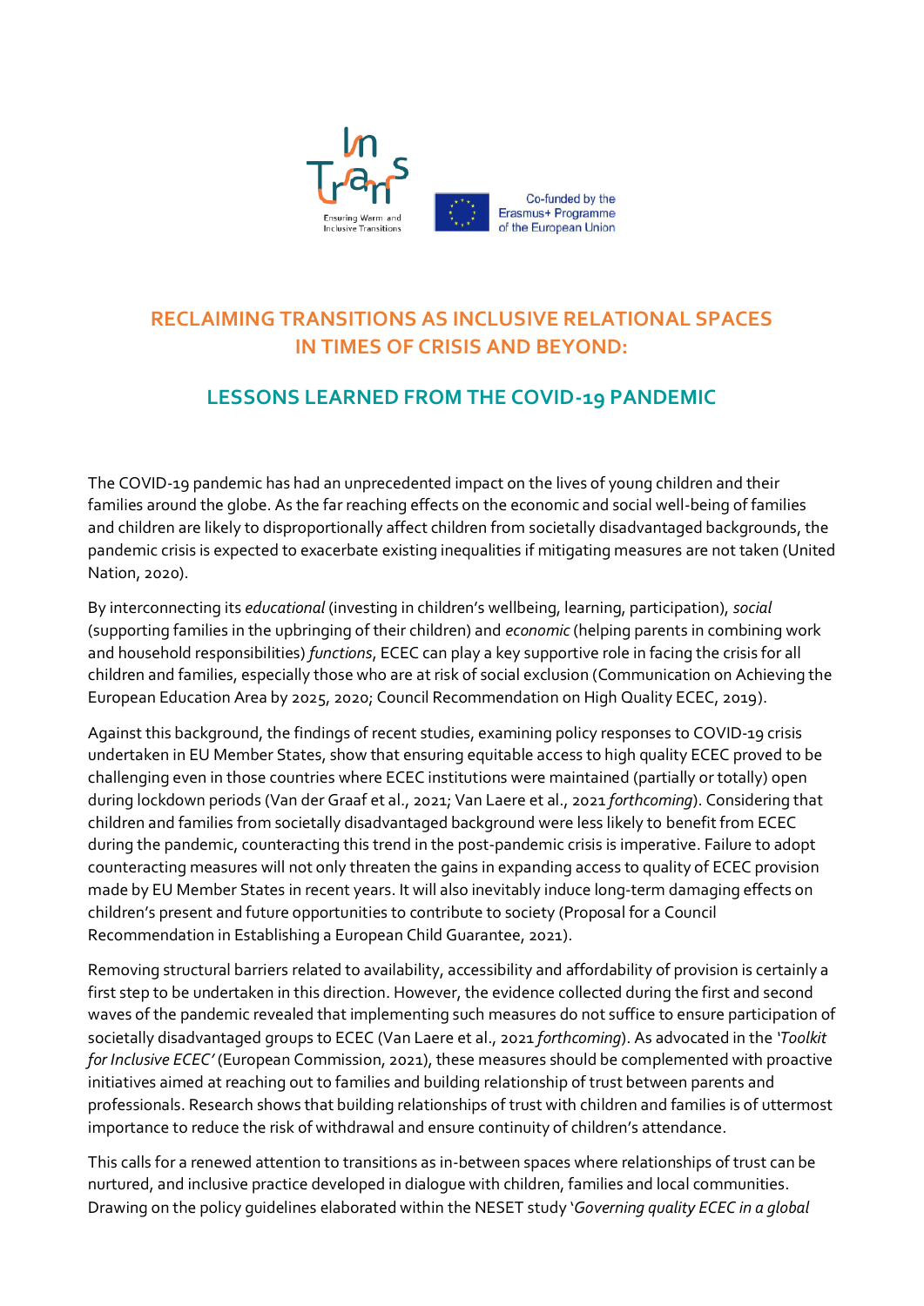# RECLAIMING TRANSITIONS AS INCLUSIVE RELATIONAL SPACES IN TIMES OF CRISIS AND BEYOND:

## LESSONS LEARNED FROM THE COVID-19 PANDEMIC

The COVID-19 pandemic has had an unprecedented impact on the lives of young children and their families around the globe. As the far reaching effects on the economic and social well-being of families and children are likely to disproportionally affect children from societally disadvantaged backgrounds, the pandemic crisis is expected to exacerbate existing inequalities if mitigating measures are not taken (United Nation, 2020).

By interconnecting its *educational* (investing in children's wellbeing, learning, participation), *social* (supporting families in the upbringing of their children) and *economic* (helping parents in combining work and household responsibilities) *functions*, ECEC can play a key supportive role in facing the crisis for all children and families, especially those who are at risk of social exclusion (Communication on Achieving the European Education Area by 2025, 2020; Council Recommendation on High Quality ECEC, 2019).

Against this background, the findings of recent studies, examining policy responses to COVID-19 crisis undertaken in EU Member States, show that ensuring equitable access to high quality ECEC proved to be challenging even in those countries where ECEC institutions were maintained (partially or totally) open during lockdown periods (Van der Graaf et al., 2021; Van Laere et al., 2021 *forthcoming*). Considering that children and families from societally disadvantaged background were less likely to benefit from ECEC during the pandemic, counteracting this trend in the post-pandemic crisis is imperative. Failure to adopt counteracting measures will not only threaten the gains in expanding access to quality of ECEC provision made by EU Member States in recent years. It will also inevitably induce long-term damaging effects on children's present and future opportunities to contribute to society (Proposal for a Council Recommendation in Establishing a European Child Guarantee, 2021).

Removing structural barriers related to availability, accessibility and affordability of provision is certainly a first step to be undertaken in this direction. However, the evidence collected during the first and second waves of the pandemic revealed that implementing such measures do not suffice to ensure participation of societally disadvantaged groups to ECEC (Van Laere et al., 2021 *forthcoming*). As advocated in the *'Toolkit for Inclusive ECEC'* (European Commission, 2021), these measures should be complemented with proactive initiatives aimed at reaching out to families and building relationship of trust between parents and professionals. Research shows that building relationships of trust with children and families is of uttermost importance to reduce the risk of withdrawal and ensure continuity of children's attendance.

This calls for a renewed attention to transitions as in-between spaces where relationships of trust can be nurtured, and inclusive practice developed in dialogue with children, families and local communities. Drawing on the policy guidelines elaborated within the NESET study '*Governing quality ECEC in a global*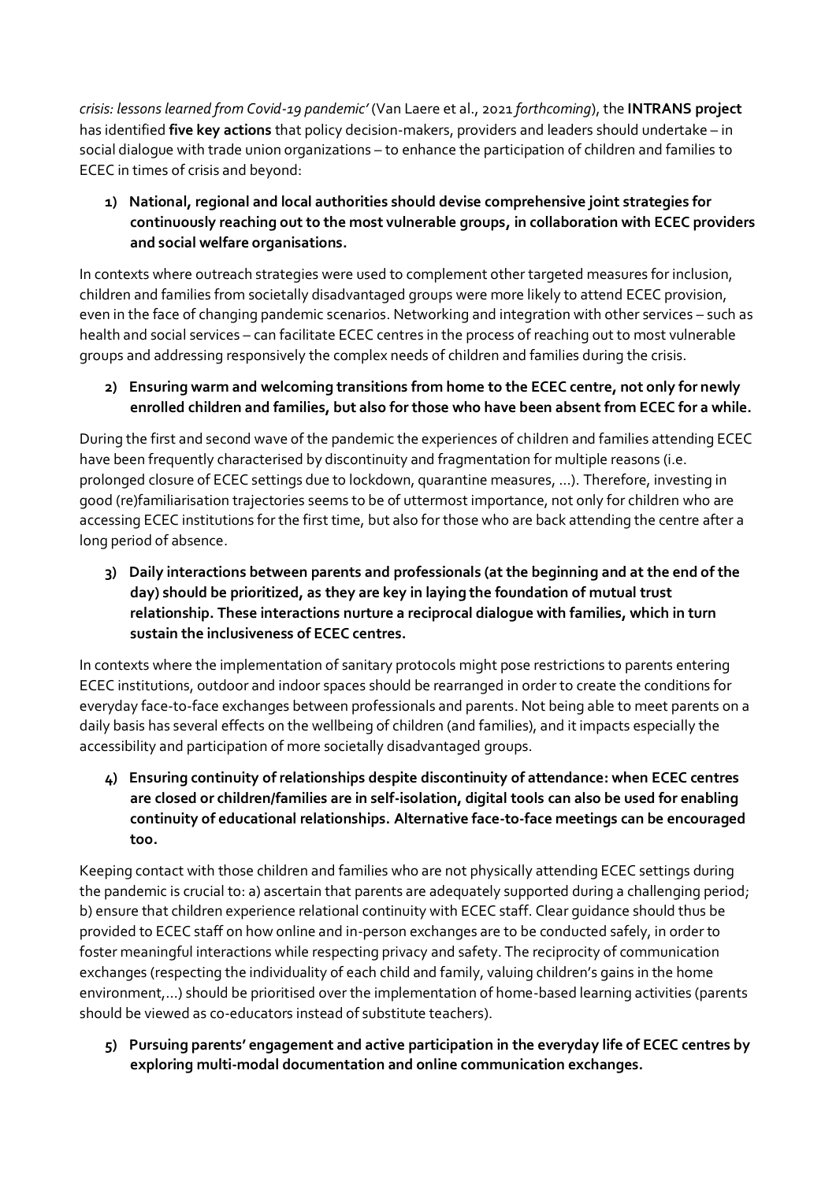*crisis: lessons learned from Covid-19 pandemic'* (Van Laere et al., 2021 *forthcoming*), the **INTRANS project** has identified **five key actions** that policy decision-makers, providers and leaders should undertake – in social dialogue with trade union organizations – to enhance the participation of children and families to ECEC in times of crisis and beyond:

1) **National, regional and local authorities should devise comprehensive joint strategies for continuously reaching out to the most vulnerable groups, in collaboration with ECEC providers and social welfare organisations.**

In contexts where outreach strategies were used to complement other targeted measures for inclusion, children and families from societally disadvantaged groups were more likely to attend ECEC provision, even in the face of changing pandemic scenarios. Networking and integration with other services – such as health and social services – can facilitate ECEC centres in the process of reaching out to most vulnerable groups and addressing responsively the complex needs of children and families during the crisis.

2) **Ensuring warm and welcoming transitions from home to the ECEC centre, not only for newly enrolled children and families, but also for those who have been absent from ECEC for a while.**

During the first and second wave of the pandemic the experiences of children and families attending ECEC have been frequently characterised by discontinuity and fragmentation for multiple reasons (i.e. prolonged closure of ECEC settings due to lockdown, quarantine measures, …). Therefore, investing in good (re)familiarisation trajectories seems to be of uttermost importance, not only for children who are accessing ECEC institutions for the first time, but also for those who are back attending the centre after a long period of absence.

3) **Daily interactions between parents and professionals (at the beginning and at the end of the day) should be prioritized, as they are key in laying the foundation of mutual trust relationship. These interactions nurture a reciprocal dialogue with families, which in turn sustain the inclusiveness of ECEC centres.**

In contexts where the implementation of sanitary protocols might pose restrictions to parents entering ECEC institutions, outdoor and indoor spaces should be rearranged in order to create the conditions for everyday face-to-face exchanges between professionals and parents. Not being able to meet parents on a daily basis has several effects on the wellbeing of children (and families), and it impacts especially the accessibility and participation of more societally disadvantaged groups.

4) **Ensuring continuity of relationships despite discontinuity of attendance: when ECEC centres are closed or children/families are in self-isolation, digital tools can also be used for enabling continuity of educational relationships. Alternative face-to-face meetings can be encouraged too.**

Keeping contact with those children and families who are not physically attending ECEC settings during the pandemic is crucial to: a) ascertain that parents are adequately supported during a challenging period; b) ensure that children experience relational continuity with ECEC staff. Clear guidance should thus be provided to ECEC staff on how online and in-person exchanges are to be conducted safely, in order to foster meaningful interactions while respecting privacy and safety. The reciprocity of communication exchanges (respecting the individuality of each child and family, valuing children's gains in the home environment,…) should be prioritised over the implementation of home-based learning activities (parents should be viewed as co-educators instead of substitute teachers).

5) **Pursuing parents' engagement and active participation in the everyday life of ECEC centres by exploring multi-modal documentation and online communication exchanges.**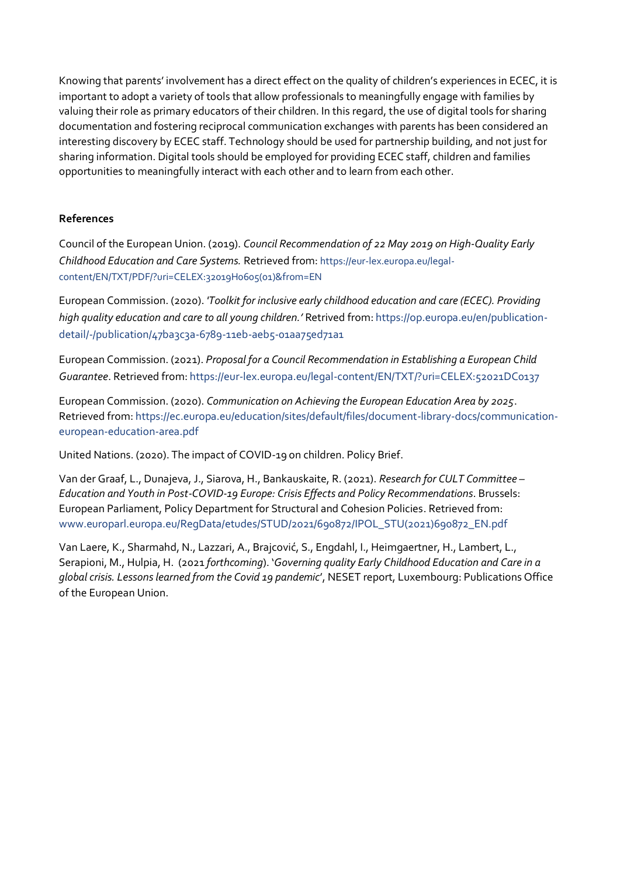Knowing that parents' involvement has a direct effect on the quality of children's experiences in ECEC, it is important to adopt a variety of tools that allow professionals to meaningfully engage with families by valuing their role as primary educators of their children. In this regard, the use of digital tools for sharing documentation and fostering reciprocal communication exchanges with parents has been considered an interesting discovery by ECEC staff. Technology should be used for partnership building, and not just for sharing information. Digital tools should be employed for providing ECEC staff, children and families opportunities to meaningfully interact with each other and to learn from each other.

**References**

Council of the European Union. (2019). *Council Recommendation of 22 May 2019 on High-Quality Early Childhood Education and Care Systems.* Retrieved from: https://eur-lex.europa.eu/legal-content/EN/TXT/PDF/?uri=CELEX:32019H0605(01)&from=EN

European Commission. (2020). *'Toolkit for inclusive early childhood education and care (ECEC). Providing high quality education and care to all young children.'* Retrived from: https://op.europa.eu/en/publication-detail/-/publication/47ba3c3a-6789-11eb-aeb5-01aa75ed71a1

European Commission. (2021). *Proposal for a Council Recommendation in Establishing a European Child Guarantee*. Retrieved from: https://eur-lex.europa.eu/legal-content/EN/TXT/?uri=CELEX:52021DC0137

European Commission. (2020). *Communication on Achieving the European Education Area by 2025*. Retrieved from: https://ec.europa.eu/education/sites/default/files/document-library-docs/communication-european-education-area.pdf

United Nations. (2020). The impact of COVID-19 on children. Policy Brief.

Van der Graaf, L., Dunajeva, J., Siarova, H., Bankauskaite, R. (2021). *Research for CULT Committee – Education and Youth in Post-COVID-19 Europe: Crisis Effects and Policy Recommendations*. Brussels: European Parliament, Policy Department for Structural and Cohesion Policies. Retrieved from: www.europarl.europa.eu/RegData/etudes/STUD/2021/690872/IPOL_STU(2021)690872_EN.pdf

Van Laere, K., Sharmahd, N., Lazzari, A., Brajcović, S., Engdahl, I., Heimgaertner, H., Lambert, L., Serapioni, M., Hulpia, H. (2021 *forthcoming*). '*Governing quality Early Childhood Education and Care in a global crisis. Lessons learned from the Covid 19 pandemic*', NESET report, Luxembourg: Publications Office of the European Union.